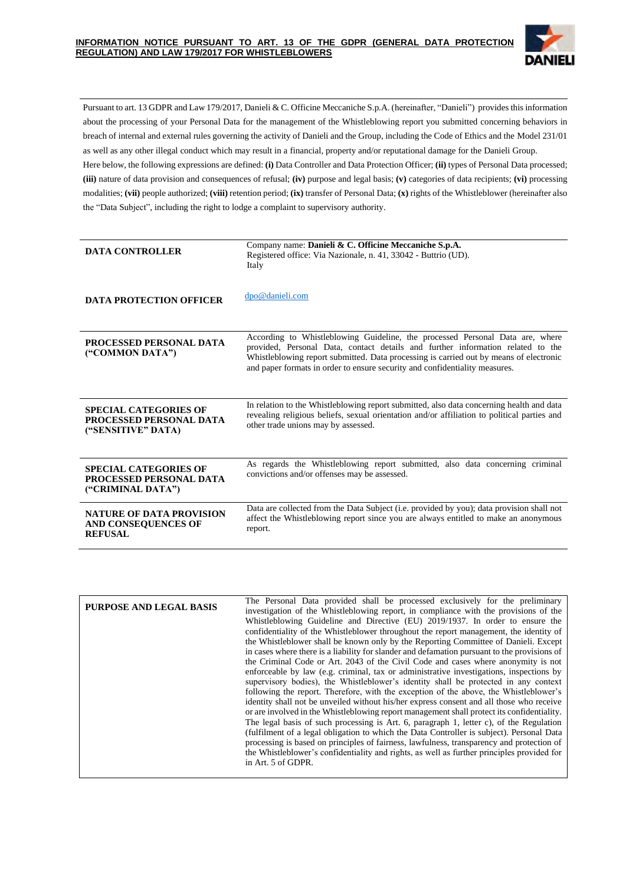# INFORMATION NOTICE PURSUANT TO ART. 13 OF THE GDPR (GENERAL DATA PROTECTION REGULATION) AND LAW 179/2017 FOR WHISTLEBLOWERS

Pursuant to art. 13 GDPR and Law 179/2017, Danieli & C. Officine Meccaniche S.p.A. (hereinafter, "Danieli") provides this information about the processing of your Personal Data for the management of the Whistleblowing report you submitted concerning behaviors in breach of internal and external rules governing the activity of Danieli and the Group, including the Code of Ethics and the Model 231/01 as well as any other illegal conduct which may result in a financial, property and/or reputational damage for the Danieli Group.

Here below, the following expressions are defined: **(i)** Data Controller and Data Protection Officer; **(ii)** types of Personal Data processed; **(iii)** nature of data provision and consequences of refusal; **(iv)** purpose and legal basis; **(v)** categories of data recipients; **(vi)** processing modalities; **(vii)** people authorized; **(viii)** retention period; **(ix)** transfer of Personal Data; **(x)** rights of the Whistleblower (hereinafter also the "Data Subject", including the right to lodge a complaint to supervisory authority.

| | |
|---|---|
| **DATA CONTROLLER** | Company name: **Danieli & C. Officine Meccaniche S.p.A.**<br>Registered office: Via Nazionale, n. 41, 33042 - Buttrio (UD).<br>Italy |
| **DATA PROTECTION OFFICER** | dpo@danieli.com |
| **PROCESSED PERSONAL DATA ("COMMON DATA")** | According to Whistleblowing Guideline, the processed Personal Data are, where provided, Personal Data, contact details and further information related to the Whistleblowing report submitted. Data processing is carried out by means of electronic and paper formats in order to ensure security and confidentiality measures. |
| **SPECIAL CATEGORIES OF PROCESSED PERSONAL DATA ("SENSITIVE" DATA)** | In relation to the Whistleblowing report submitted, also data concerning health and data revealing religious beliefs, sexual orientation and/or affiliation to political parties and other trade unions may by assessed. |
| **SPECIAL CATEGORIES OF PROCESSED PERSONAL DATA ("CRIMINAL DATA")** | As regards the Whistleblowing report submitted, also data concerning criminal convictions and/or offenses may be assessed. |
| **NATURE OF DATA PROVISION AND CONSEQUENCES OF REFUSAL** | Data are collected from the Data Subject (i.e. provided by you); data provision shall not affect the Whistleblowing report since you are always entitled to make an anonymous report. |

| | |
|---|---|
| **PURPOSE AND LEGAL BASIS** | The Personal Data provided shall be processed exclusively for the preliminary investigation of the Whistleblowing report, in compliance with the provisions of the Whistleblowing Guideline and Directive (EU) 2019/1937. In order to ensure the confidentiality of the Whistleblower throughout the report management, the identity of the Whistleblower shall be known only by the Reporting Committee of Danieli. Except in cases where there is a liability for slander and defamation pursuant to the provisions of the Criminal Code or Art. 2043 of the Civil Code and cases where anonymity is not enforceable by law (e.g. criminal, tax or administrative investigations, inspections by supervisory bodies), the Whistleblower's identity shall be protected in any context following the report. Therefore, with the exception of the above, the Whistleblower's identity shall not be unveiled without his/her express consent and all those who receive or are involved in the Whistleblowing report management shall protect its confidentiality. The legal basis of such processing is Art. 6, paragraph 1, letter c), of the Regulation (fulfilment of a legal obligation to which the Data Controller is subject). Personal Data processing is based on principles of fairness, lawfulness, transparency and protection of the Whistleblower's confidentiality and rights, as well as further principles provided for in Art. 5 of GDPR. |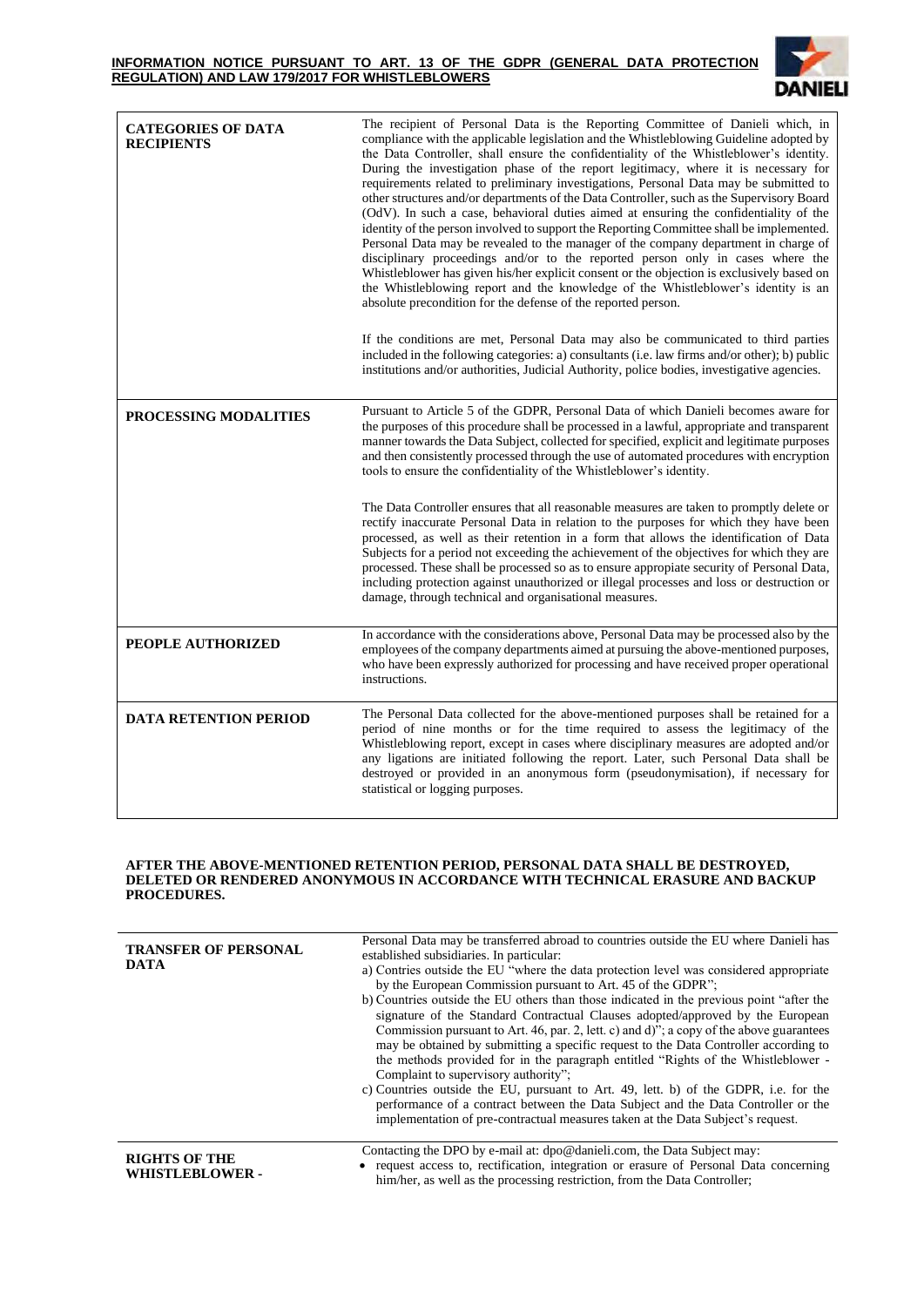| | |
|---|---|
| **CATEGORIES OF DATA RECIPIENTS** | The recipient of Personal Data is the Reporting Committee of Danieli which, in compliance with the applicable legislation and the Whistleblowing Guideline adopted by the Data Controller, shall ensure the confidentiality of the Whistleblower's identity. During the investigation phase of the report legitimacy, where it is necessary for requirements related to preliminary investigations, Personal Data may be submitted to other structures and/or departments of the Data Controller, such as the Supervisory Board (OdV). In such a case, behavioral duties aimed at ensuring the confidentiality of the identity of the person involved to support the Reporting Committee shall be implemented. Personal Data may be revealed to the manager of the company department in charge of disciplinary proceedings and/or to the reported person only in cases where the Whistleblower has given his/her explicit consent or the objection is exclusively based on the Whistleblowing report and the knowledge of the Whistleblower's identity is an absolute precondition for the defense of the reported person.<br><br>If the conditions are met, Personal Data may also be communicated to third parties included in the following categories: a) consultants (i.e. law firms and/or other); b) public institutions and/or authorities, Judicial Authority, police bodies, investigative agencies. |
| **PROCESSING MODALITIES** | Pursuant to Article 5 of the GDPR, Personal Data of which Danieli becomes aware for the purposes of this procedure shall be processed in a lawful, appropriate and transparent manner towards the Data Subject, collected for specified, explicit and legitimate purposes and then consistently processed through the use of automated procedures with encryption tools to ensure the confidentiality of the Whistleblower's identity.<br><br>The Data Controller ensures that all reasonable measures are taken to promptly delete or rectify inaccurate Personal Data in relation to the purposes for which they have been processed, as well as their retention in a form that allows the identification of Data Subjects for a period not exceeding the achievement of the objectives for which they are processed. These shall be processed so as to ensure appropiate security of Personal Data, including protection against unauthorized or illegal processes and loss or destruction or damage, through technical and organisational measures. |
| **PEOPLE AUTHORIZED** | In accordance with the considerations above, Personal Data may be processed also by the employees of the company departments aimed at pursuing the above-mentioned purposes, who have been expressly authorized for processing and have received proper operational instructions. |
| **DATA RETENTION PERIOD** | The Personal Data collected for the above-mentioned purposes shall be retained for a period of nine months or for the time required to assess the legitimacy of the Whistleblowing report, except in cases where disciplinary measures are adopted and/or any ligations are initiated following the report. Later, such Personal Data shall be destroyed or provided in an anonymous form (pseudonymisation), if necessary for statistical or logging purposes. |

**AFTER THE ABOVE-MENTIONED RETENTION PERIOD, PERSONAL DATA SHALL BE DESTROYED, DELETED OR RENDERED ANONYMOUS IN ACCORDANCE WITH TECHNICAL ERASURE AND BACKUP PROCEDURES.**

| | |
|---|---|
| **TRANSFER OF PERSONAL DATA** | Personal Data may be transferred abroad to countries outside the EU where Danieli has established subsidiaries. In particular:<br>a) Contries outside the EU "where the data protection level was considered appropriate by the European Commission pursuant to Art. 45 of the GDPR";<br>b) Countries outside the EU others than those indicated in the previous point "after the signature of the Standard Contractual Clauses adopted/approved by the European Commission pursuant to Art. 46, par. 2, lett. c) and d)"; a copy of the above guarantees may be obtained by submitting a specific request to the Data Controller according to the methods provided for in the paragraph entitled "Rights of the Whistleblower - Complaint to supervisory authority";<br>c) Countries outside the EU, pursuant to Art. 49, lett. b) of the GDPR, i.e. for the performance of a contract between the Data Subject and the Data Controller or the implementation of pre-contractual measures taken at the Data Subject's request. |
| **RIGHTS OF THE WHISTLEBLOWER -** | Contacting the DPO by e-mail at: dpo@danieli.com, the Data Subject may:<br>• request access to, rectification, integration or erasure of Personal Data concerning him/her, as well as the processing restriction, from the Data Controller; |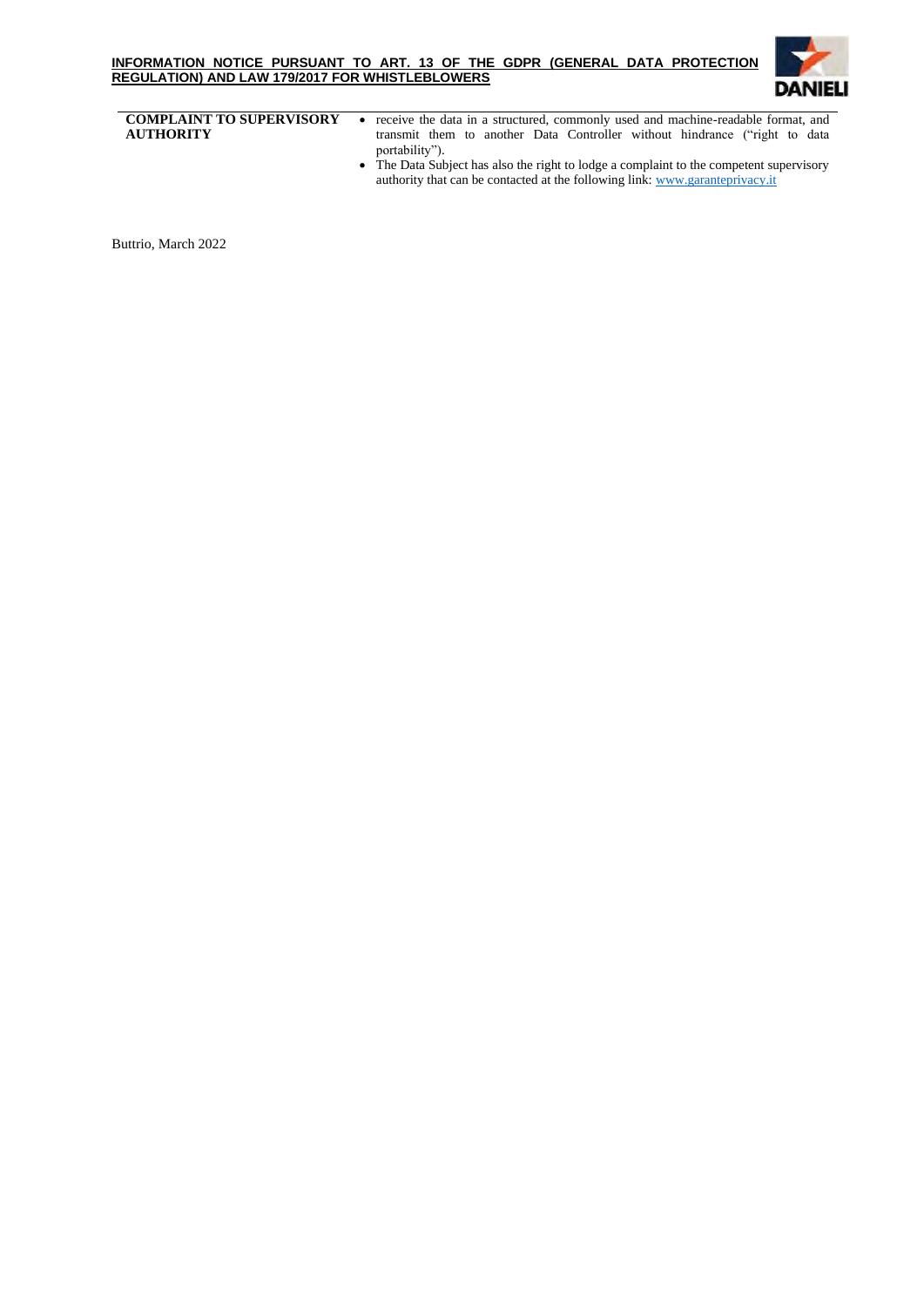| | |
|---|---|
| **COMPLAINT TO SUPERVISORY AUTHORITY** | • receive the data in a structured, commonly used and machine-readable format, and transmit them to another Data Controller without hindrance ("right to data portability").<br>• The Data Subject has also the right to lodge a complaint to the competent supervisory authority that can be contacted at the following link: www.garanteprivacy.it |

Buttrio, March 2022